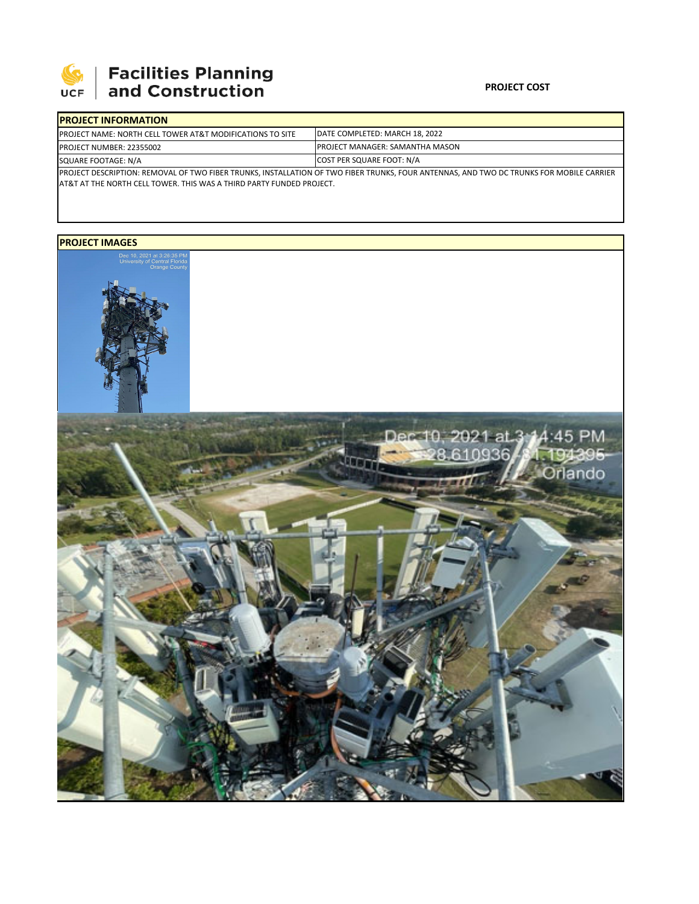Facilities Planning and Construction

**PROJECT COST**

| PROJECT INFORMATION | |
|---|---|
| PROJECT NAME: NORTH CELL TOWER AT&T MODIFICATIONS TO SITE | DATE COMPLETED: MARCH 18, 2022 |
| PROJECT NUMBER: 22355002 | PROJECT MANAGER: SAMANTHA MASON |
| SQUARE FOOTAGE: N/A | COST PER SQUARE FOOT: N/A |

PROJECT DESCRIPTION: REMOVAL OF TWO FIBER TRUNKS, INSTALLATION OF TWO FIBER TRUNKS, FOUR ANTENNAS, AND TWO DC TRUNKS FOR MOBILE CARRIER AT&T AT THE NORTH CELL TOWER. THIS WAS A THIRD PARTY FUNDED PROJECT.

**PROJECT IMAGES**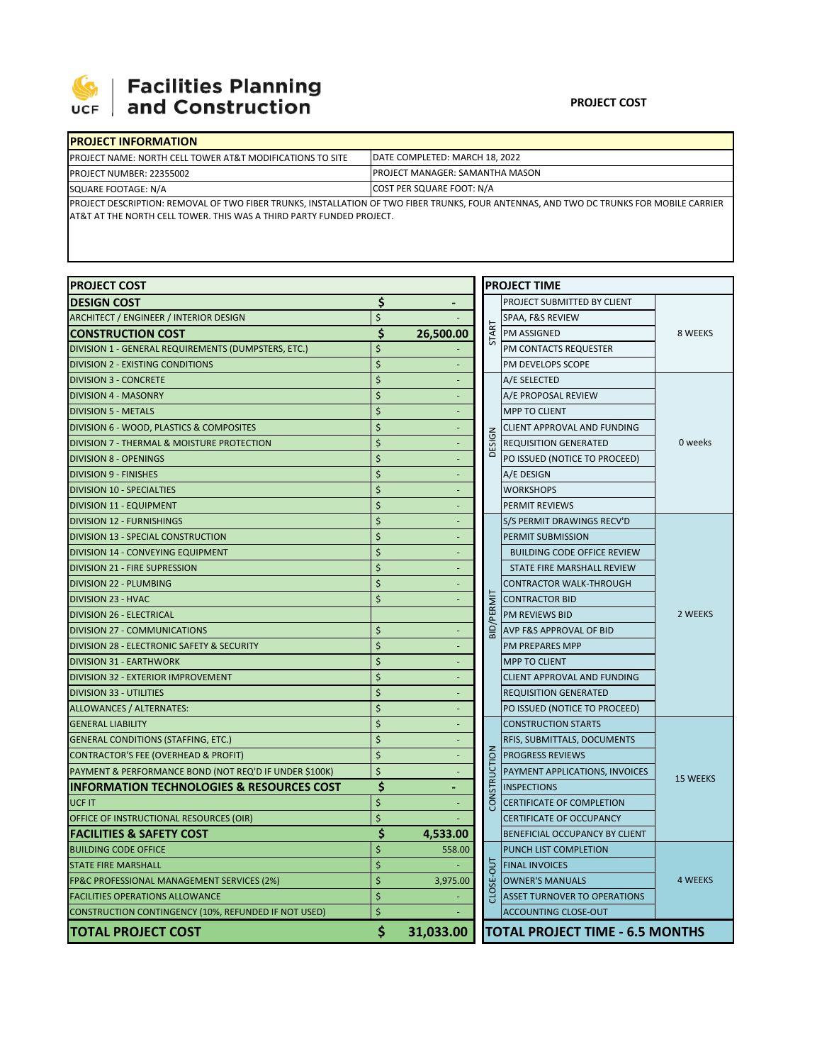**PROJECT COST**

| PROJECT INFORMATION | |
|---|---|
| PROJECT NAME: NORTH CELL TOWER AT&T MODIFICATIONS TO SITE | DATE COMPLETED: MARCH 18, 2022 |
| PROJECT NUMBER: 22355002 | PROJECT MANAGER: SAMANTHA MASON |
| SQUARE FOOTAGE: N/A | COST PER SQUARE FOOT: N/A |
| PROJECT DESCRIPTION: REMOVAL OF TWO FIBER TRUNKS, INSTALLATION OF TWO FIBER TRUNKS, FOUR ANTENNAS, AND TWO DC TRUNKS FOR MOBILE CARRIER AT&T AT THE NORTH CELL TOWER. THIS WAS A THIRD PARTY FUNDED PROJECT. | |

| PROJECT COST | |
|---|---|
| **DESIGN COST** | **$ -** |
| ARCHITECT / ENGINEER / INTERIOR DESIGN | $ - |
| **CONSTRUCTION COST** | **$ 26,500.00** |
| DIVISION 1 - GENERAL REQUIREMENTS (DUMPSTERS, ETC.) | $ - |
| DIVISION 2 - EXISTING CONDITIONS | $ - |
| DIVISION 3 - CONCRETE | $ - |
| DIVISION 4 - MASONRY | $ - |
| DIVISION 5 - METALS | $ - |
| DIVISION 6 - WOOD, PLASTICS & COMPOSITES | $ - |
| DIVISION 7 - THERMAL & MOISTURE PROTECTION | $ - |
| DIVISION 8 - OPENINGS | $ - |
| DIVISION 9 - FINISHES | $ - |
| DIVISION 10 - SPECIALTIES | $ - |
| DIVISION 11 - EQUIPMENT | $ - |
| DIVISION 12 - FURNISHINGS | $ - |
| DIVISION 13 - SPECIAL CONSTRUCTION | $ - |
| DIVISION 14 - CONVEYING EQUIPMENT | $ - |
| DIVISION 21 - FIRE SUPRESSION | $ - |
| DIVISION 22 - PLUMBING | $ - |
| DIVISION 23 - HVAC | $ |
| DIVISION 26 - ELECTRICAL | |
| DIVISION 27 - COMMUNICATIONS | $ - |
| DIVISION 28 - ELECTRONIC SAFETY & SECURITY | $ - |
| DIVISION 31 - EARTHWORK | $ - |
| DIVISION 32 - EXTERIOR IMPROVEMENT | $ - |
| DIVISION 33 - UTILITIES | $ - |
| ALLOWANCES / ALTERNATES: | $ - |
| GENERAL LIABILITY | $ - |
| GENERAL CONDITIONS (STAFFING, ETC.) | $ - |
| CONTRACTOR'S FEE (OVERHEAD & PROFIT) | $ - |
| PAYMENT & PERFORMANCE BOND (NOT REQ'D IF UNDER $100K) | $ - |
| **INFORMATION TECHNOLOGIES & RESOURCES COST** | **$ -** |
| UCF IT | $ - |
| OFFICE OF INSTRUCTIONAL RESOURCES (OIR) | $ - |
| **FACILITIES & SAFETY COST** | **$ 4,533.00** |
| BUILDING CODE OFFICE | $ 558.00 |
| STATE FIRE MARSHALL | $ - |
| FP&C PROFESSIONAL MANAGEMENT SERVICES (2%) | $ 3,975.00 |
| FACILITIES OPERATIONS ALLOWANCE | $ - |
| CONSTRUCTION CONTINGENCY (10%, REFUNDED IF NOT USED) | $ - |
| **TOTAL PROJECT COST** | **$ 31,033.00** |

| PROJECT TIME | | |
|---|---|---|
| START | PROJECT SUBMITTED BY CLIENT | 8 WEEKS |
| | SPAA, F&S REVIEW | |
| | PM ASSIGNED | |
| | PM CONTACTS REQUESTER | |
| | PM DEVELOPS SCOPE | |
| DESIGN | A/E SELECTED | 0 weeks |
| | A/E PROPOSAL REVIEW | |
| | MPP TO CLIENT | |
| | CLIENT APPROVAL AND FUNDING | |
| | REQUISITION GENERATED | |
| | PO ISSUED (NOTICE TO PROCEED) | |
| | A/E DESIGN | |
| | WORKSHOPS | |
| | PERMIT REVIEWS | |
| BID/PERMIT | S/S PERMIT DRAWINGS RECV'D | 2 WEEKS |
| | PERMIT SUBMISSION | |
| | BUILDING CODE OFFICE REVIEW | |
| | STATE FIRE MARSHALL REVIEW | |
| | CONTRACTOR WALK-THROUGH | |
| | CONTRACTOR BID | |
| | PM REVIEWS BID | |
| | AVP F&S APPROVAL OF BID | |
| | PM PREPARES MPP | |
| | MPP TO CLIENT | |
| | CLIENT APPROVAL AND FUNDING | |
| | REQUISITION GENERATED | |
| | PO ISSUED (NOTICE TO PROCEED) | |
| CONSTRUCTION | CONSTRUCTION STARTS | 15 WEEKS |
| | RFIS, SUBMITTALS, DOCUMENTS | |
| | PROGRESS REVIEWS | |
| | PAYMENT APPLICATIONS, INVOICES | |
| | INSPECTIONS | |
| | CERTIFICATE OF COMPLETION | |
| | CERTIFICATE OF OCCUPANCY | |
| | BENEFICIAL OCCUPANCY BY CLIENT | |
| CLOSE-OUT | PUNCH LIST COMPLETION | 4 WEEKS |
| | FINAL INVOICES | |
| | OWNER'S MANUALS | |
| | ASSET TURNOVER TO OPERATIONS | |
| | ACCOUNTING CLOSE-OUT | |
| **TOTAL PROJECT TIME - 6.5 MONTHS** | | |